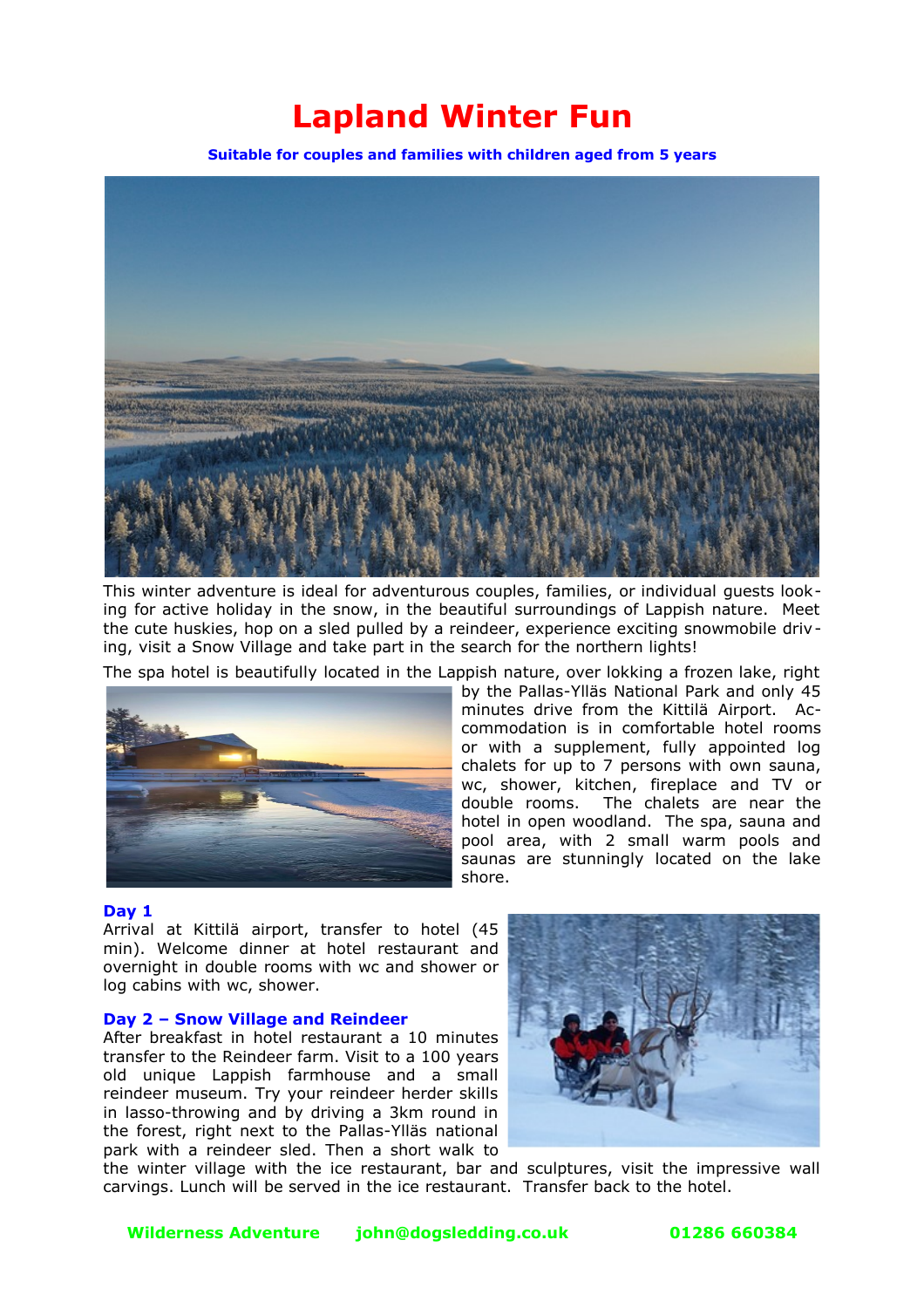# Lapland Winter Fun

**Suitable for couples and families with children aged from 5 years**

This winter adventure is ideal for adventurous couples, families, or individual guests looking for active holiday in the snow, in the beautiful surroundings of Lappish nature. Meet the cute huskies, hop on a sled pulled by a reindeer, experience exciting snowmobile driving, visit a Snow Village and take part in the search for the northern lights!

The spa hotel is beautifully located in the Lappish nature, over lokking a frozen lake, right by the Pallas-Ylläs National Park and only 45 minutes drive from the Kittilä Airport. Accommodation is in comfortable hotel rooms or with a supplement, fully appointed log chalets for up to 7 persons with own sauna, wc, shower, kitchen, fireplace and TV or double rooms. The chalets are near the hotel in open woodland. The spa, sauna and pool area, with 2 small warm pools and saunas are stunningly located on the lake shore.

### Day 1

Arrival at Kittilä airport, transfer to hotel (45 min). Welcome dinner at hotel restaurant and overnight in double rooms with wc and shower or log cabins with wc, shower.

### Day 2 – Snow Village and Reindeer

After breakfast in hotel restaurant a 10 minutes transfer to the Reindeer farm. Visit to a 100 years old unique Lappish farmhouse and a small reindeer museum. Try your reindeer herder skills in lasso-throwing and by driving a 3km round in the forest, right next to the Pallas-Ylläs national park with a reindeer sled. Then a short walk to the winter village with the ice restaurant, bar and sculptures, visit the impressive wall carvings. Lunch will be served in the ice restaurant. Transfer back to the hotel.

**Wilderness Adventure john@dogsledding.co.uk 01286 660384**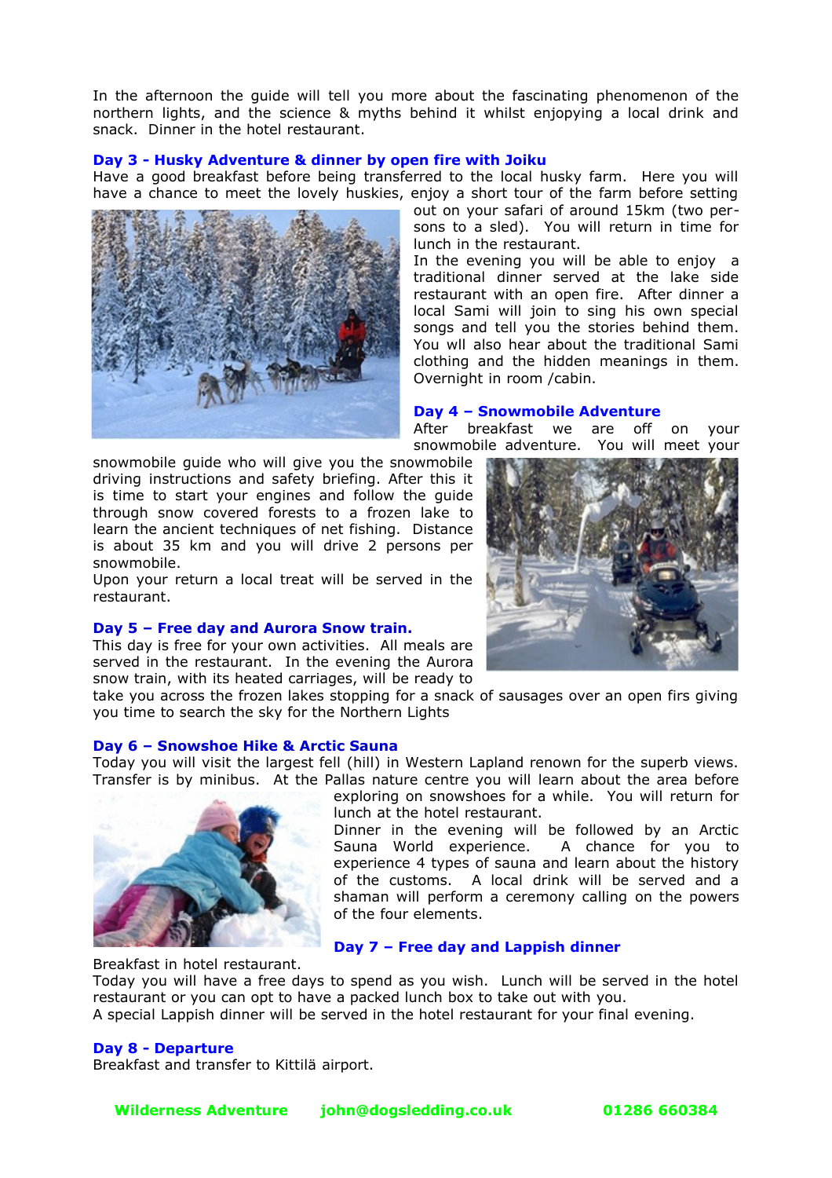In the afternoon the guide will tell you more about the fascinating phenomenon of the northern lights, and the science & myths behind it whilst enjopying a local drink and snack. Dinner in the hotel restaurant.

**Day 3 - Husky Adventure & dinner by open fire with Joiku**

Have a good breakfast before being transferred to the local husky farm. Here you will have a chance to meet the lovely huskies, enjoy a short tour of the farm before setting out on your safari of around 15km (two persons to a sled). You will return in time for lunch in the restaurant.

In the evening you will be able to enjoy a traditional dinner served at the lake side restaurant with an open fire. After dinner a local Sami will join to sing his own special songs and tell you the stories behind them. You wll also hear about the traditional Sami clothing and the hidden meanings in them. Overnight in room /cabin.

**Day 4 – Snowmobile Adventure**

After breakfast we are off on your snowmobile adventure. You will meet your snowmobile guide who will give you the snowmobile driving instructions and safety briefing. After this it is time to start your engines and follow the guide through snow covered forests to a frozen lake to learn the ancient techniques of net fishing. Distance is about 35 km and you will drive 2 persons per snowmobile.

Upon your return a local treat will be served in the restaurant.

**Day 5 – Free day and Aurora Snow train.**

This day is free for your own activities. All meals are served in the restaurant. In the evening the Aurora snow train, with its heated carriages, will be ready to take you across the frozen lakes stopping for a snack of sausages over an open firs giving you time to search the sky for the Northern Lights

**Day 6 – Snowshoe Hike & Arctic Sauna**

Today you will visit the largest fell (hill) in Western Lapland renown for the superb views. Transfer is by minibus. At the Pallas nature centre you will learn about the area before exploring on snowshoes for a while. You will return for lunch at the hotel restaurant.

Dinner in the evening will be followed by an Arctic Sauna World experience. A chance for you to experience 4 types of sauna and learn about the history of the customs. A local drink will be served and a shaman will perform a ceremony calling on the powers of the four elements.

**Day 7 – Free day and Lappish dinner**

Breakfast in hotel restaurant.

Today you will have a free days to spend as you wish. Lunch will be served in the hotel restaurant or you can opt to have a packed lunch box to take out with you.

A special Lappish dinner will be served in the hotel restaurant for your final evening.

**Day 8 - Departure**

Breakfast and transfer to Kittilä airport.

**Wilderness Adventure** **john@dogsledding.co.uk** **01286 660384**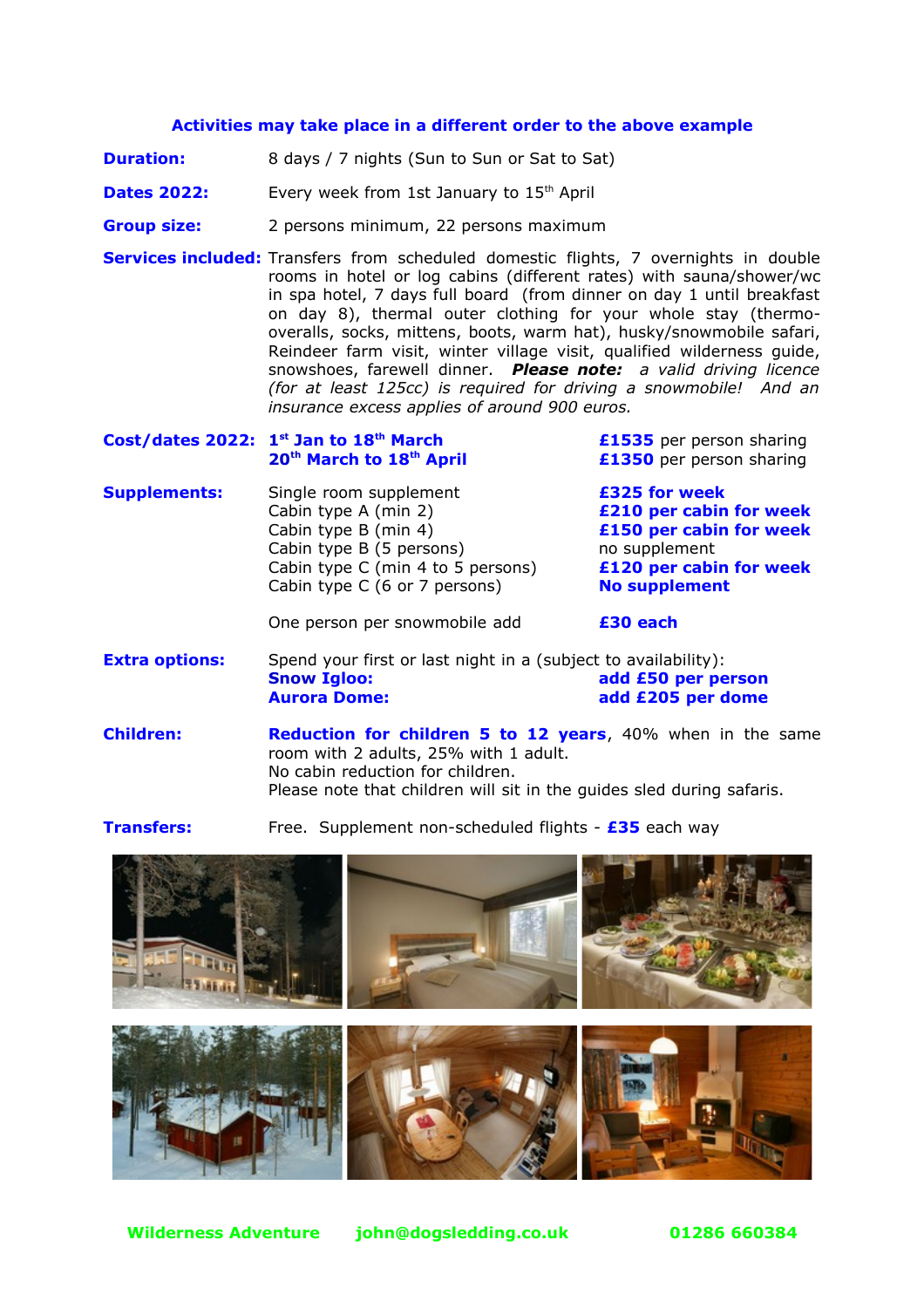**Activities may take place in a different order to the above example**

| | | |
|---|---|---|
| **Duration:** | 8 days / 7 nights (Sun to Sun or Sat to Sat) | |
| **Dates 2022:** | Every week from 1st January to 15th April | |
| **Group size:** | 2 persons minimum, 22 persons maximum | |
| **Services included:** | Transfers from scheduled domestic flights, 7 overnights in double rooms in hotel or log cabins (different rates) with sauna/shower/wc in spa hotel, 7 days full board (from dinner on day 1 until breakfast on day 8), thermal outer clothing for your whole stay (thermo-overalls, socks, mittens, boots, warm hat), husky/snowmobile safari, Reindeer farm visit, winter village visit, qualified wilderness guide, snowshoes, farewell dinner. ***Please note:*** *a valid driving licence (for at least 125cc) is required for driving a snowmobile! And an insurance excess applies of around 900 euros.* | |
| **Cost/dates 2022:** | **1st Jan to 18th March** | **£1535** per person sharing |
| | **20th March to 18th April** | **£1350** per person sharing |
| **Supplements:** | Single room supplement | **£325 for week** |
| | Cabin type A (min 2) | **£210 per cabin for week** |
| | Cabin type B (min 4) | **£150 per cabin for week** |
| | Cabin type B (5 persons) | no supplement |
| | Cabin type C (min 4 to 5 persons) | **£120 per cabin for week** |
| | Cabin type C (6 or 7 persons) | **No supplement** |
| | One person per snowmobile add | **£30 each** |
| **Extra options:** | Spend your first or last night in a (subject to availability): | |
| | **Snow Igloo:** | **add £50 per person** |
| | **Aurora Dome:** | **add £205 per dome** |
| **Children:** | **Reduction for children 5 to 12 years**, 40% when in the same room with 2 adults, 25% with 1 adult. No cabin reduction for children. Please note that children will sit in the guides sled during safaris. | |
| **Transfers:** | Free. Supplement non-scheduled flights - **£35** each way | |

**Wilderness Adventure** **john@dogsledding.co.uk** **01286 660384**